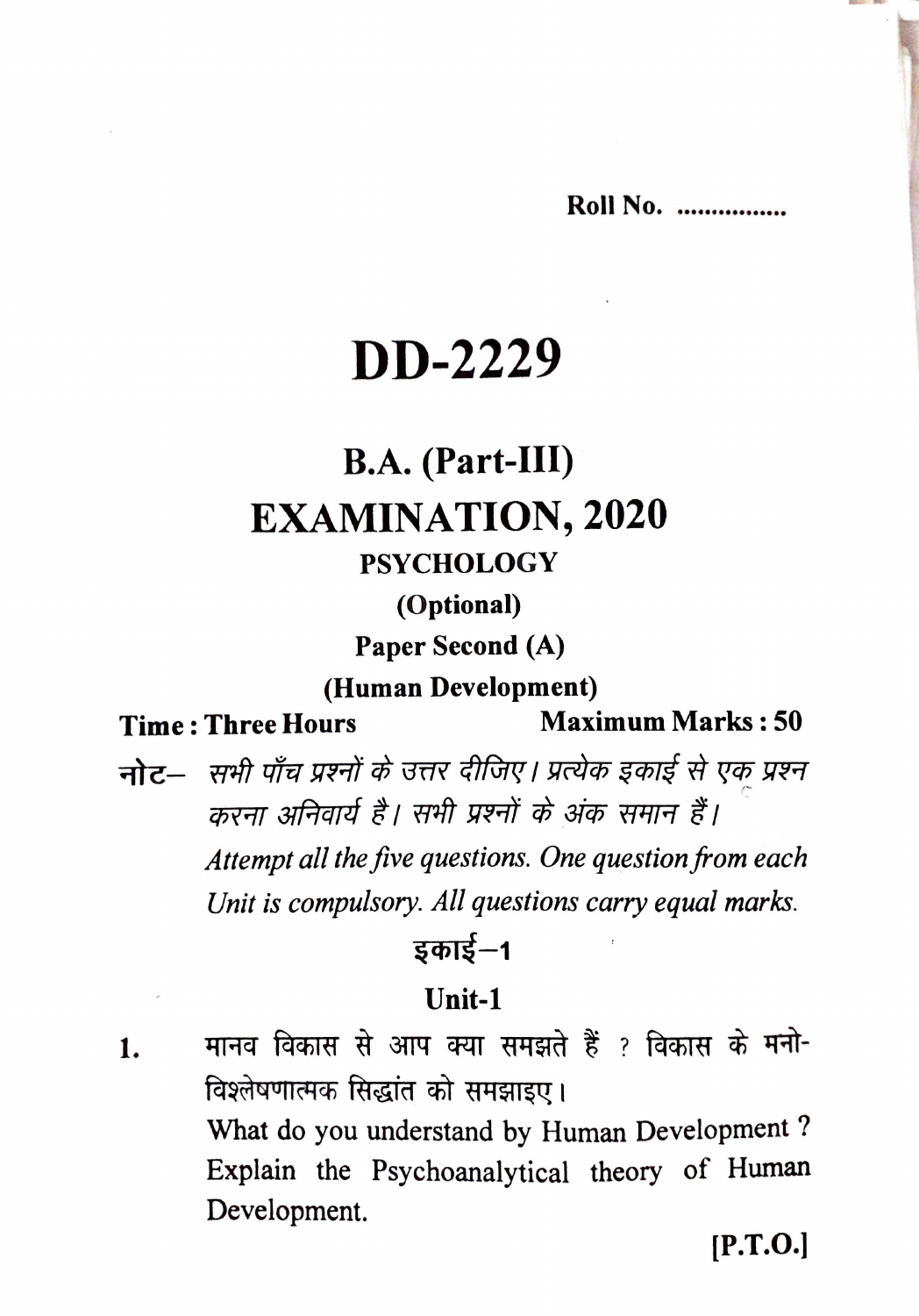Roll No. ................

# DD-2229

## B.A. (Part-III)

## EXAMINATION, 2020

**PSYCHOLOGY**

**(Optional)**

**Paper Second (A)**

**(Human Development)**

**Time : Three Hours** **Maximum Marks : 50**

**नोट–** *सभी पाँच प्रश्नों के उत्तर दीजिए। प्रत्येक इकाई से एक प्रश्न करना अनिवार्य है। सभी प्रश्नों के अंक समान हैं।*

*Attempt all the five questions. One question from each Unit is compulsory. All questions carry equal marks.*

### इकाई–1

### Unit-1

1. मानव विकास से आप क्या समझते हैं ? विकास के मनो-विश्लेषणात्मक सिद्धांत को समझाइए।

   What do you understand by Human Development ? Explain the Psychoanalytical theory of Human Development.

**[P.T.O.]**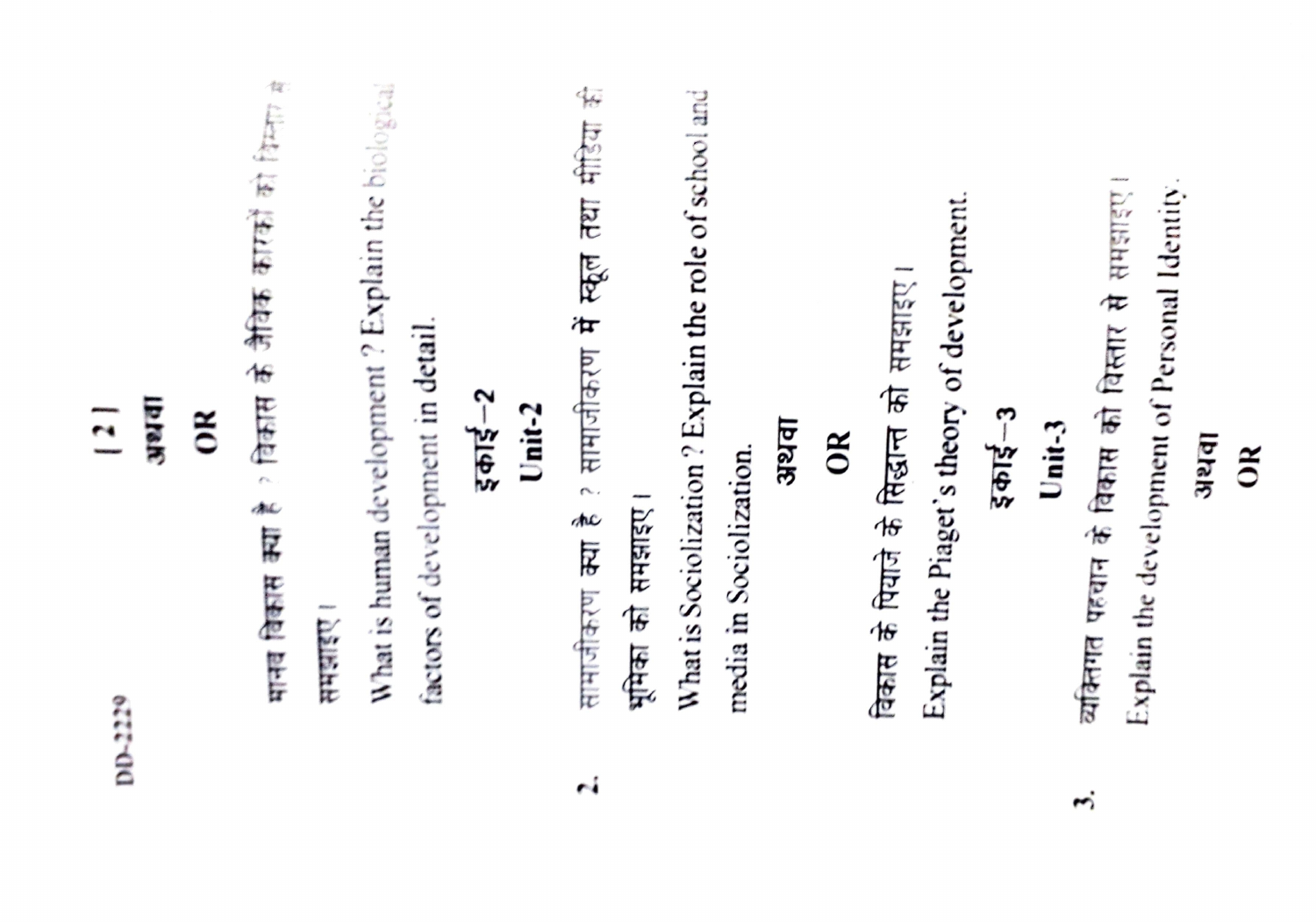DD-2229

अथवा

OR

मानव विकास क्या है ? विकास के जैविक कारकों को विस्तार से समझाइए।

What is human development ? Explain the biological factors of development in detail.

## इकाई–2

## Unit-2

2. सामाजीकरण क्या है ? सामाजीकरण में स्कूल तथा मीडिया की भूमिका को समझाइए।

   What is Sociolization ? Explain the role of school and media in Sociolization.

अथवा

OR

विकास के पियाजे के सिद्धान्त को समझाइए।

Explain the Piaget's theory of development.

## इकाई–3

## Unit-3

3. व्यक्तिगत पहचान के विकास को विस्तार से समझाइए।

   Explain the development of Personal Identity.

अथवा

OR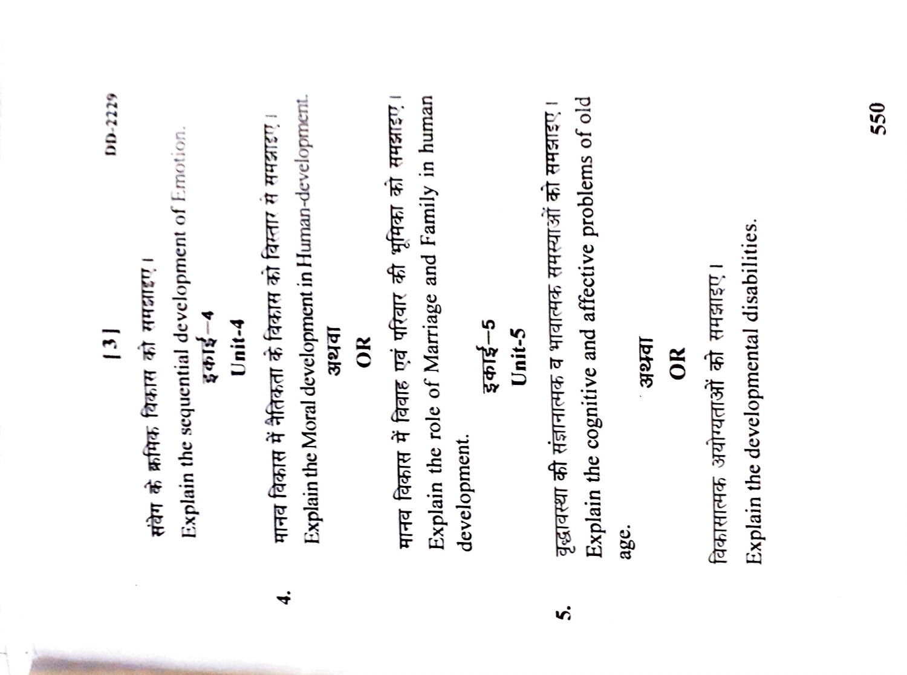संवेग के क्रमिक विकास को समझाइए।

Explain the sequential development of Emotion.

इकाई–4

Unit-4

4. मानव विकास में नैतिकता के विकास को विस्तार से समझाइए।

Explain the Moral development in Human-development.

अथवा

OR

मानव विकास में विवाह एवं परिवार की भूमिका को समझाइए।

Explain the role of Marriage and Family in human development.

इकाई–5

Unit-5

5. वृद्धावस्था की संज्ञानात्मक व भावात्मक समस्याओं को समझाइए।

Explain the cognitive and affective problems of old age.

अथवा

OR

विकासात्मक अयोग्यताओं को समझाइए।

Explain the developmental disabilities.